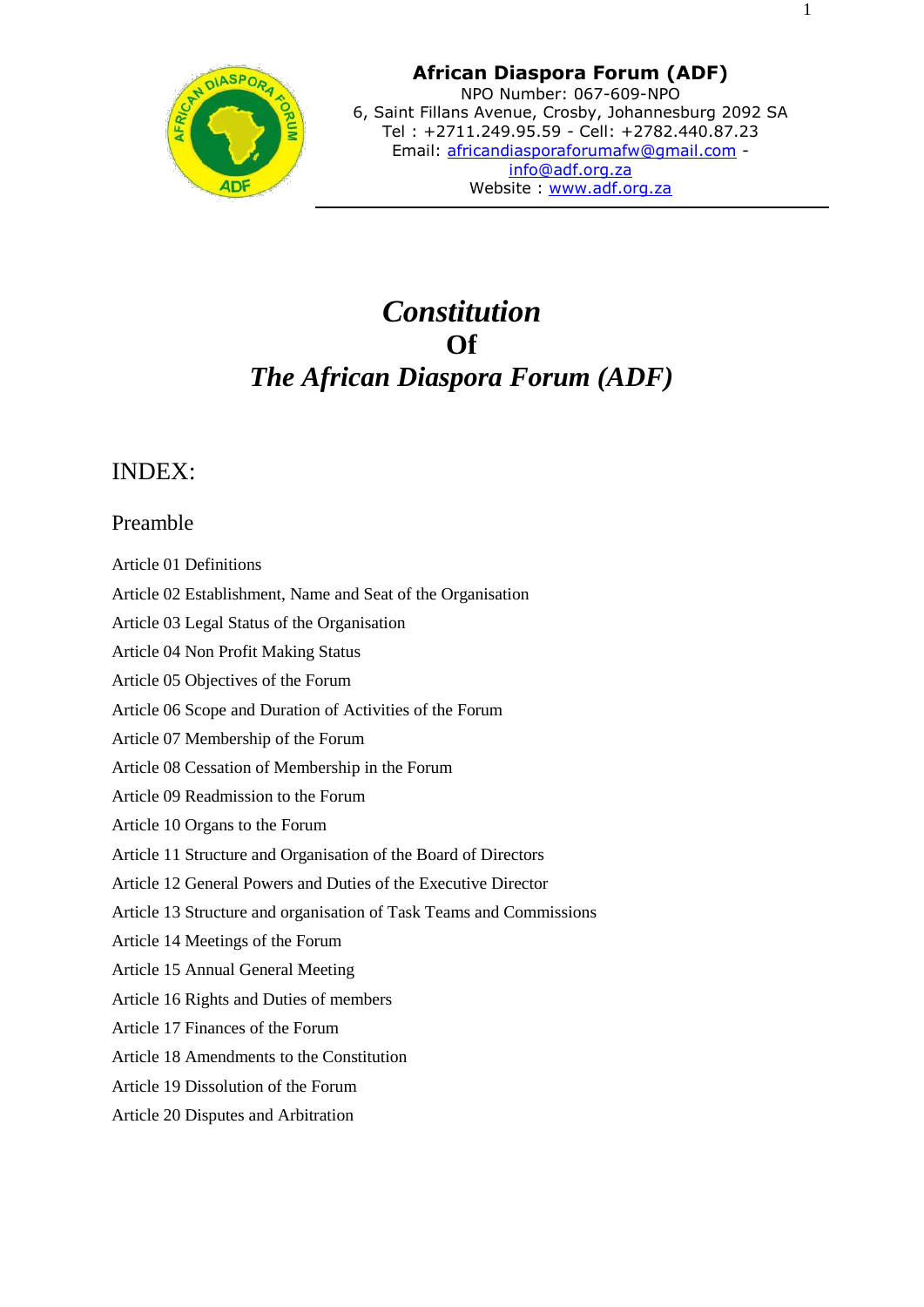**African Diaspora Forum (ADF)**
NPO Number: 067-609-NPO
6, Saint Fillans Avenue, Crosby, Johannesburg 2092 SA
Tel : +2711.249.95.59 - Cell: +2782.440.87.23
Email: africandiasporaforumafw@gmail.com - info@adf.org.za
Website : www.adf.org.za

# *Constitution*
# Of
# *The African Diaspora Forum (ADF)*

## INDEX:

### Preamble

Article 01 Definitions

Article 02 Establishment, Name and Seat of the Organisation

Article 03 Legal Status of the Organisation

Article 04 Non Profit Making Status

Article 05 Objectives of the Forum

Article 06 Scope and Duration of Activities of the Forum

Article 07 Membership of the Forum

Article 08 Cessation of Membership in the Forum

Article 09 Readmission to the Forum

Article 10 Organs to the Forum

Article 11 Structure and Organisation of the Board of Directors

Article 12 General Powers and Duties of the Executive Director

Article 13 Structure and organisation of Task Teams and Commissions

Article 14 Meetings of the Forum

Article 15 Annual General Meeting

Article 16 Rights and Duties of members

Article 17 Finances of the Forum

Article 18 Amendments to the Constitution

Article 19 Dissolution of the Forum

Article 20 Disputes and Arbitration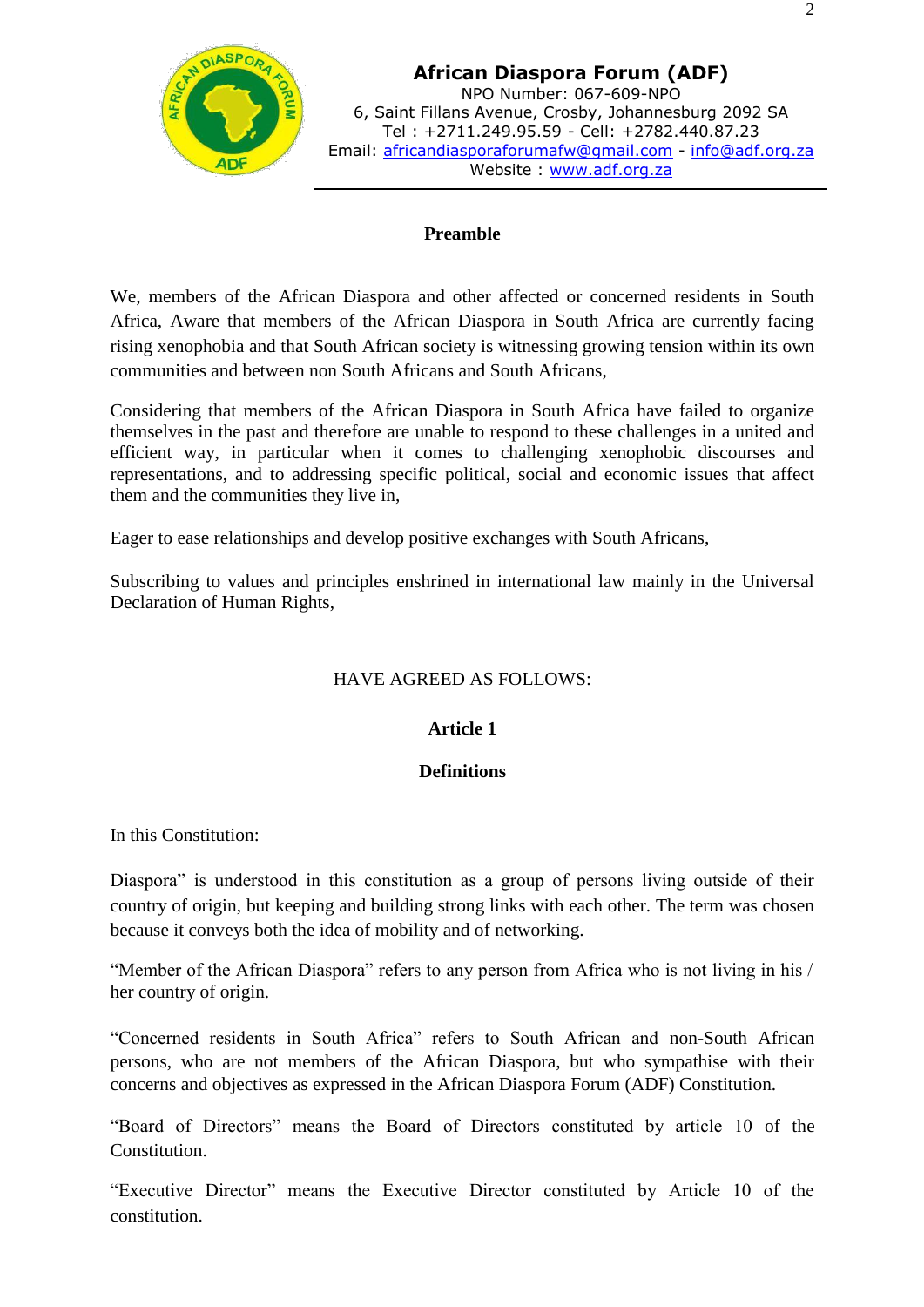**African Diaspora Forum (ADF)**
NPO Number: 067-609-NPO
6, Saint Fillans Avenue, Crosby, Johannesburg 2092 SA
Tel : +2711.249.95.59 - Cell: +2782.440.87.23
Email: africandiasporaforumafw@gmail.com - info@adf.org.za
Website : www.adf.org.za

## Preamble

We, members of the African Diaspora and other affected or concerned residents in South Africa, Aware that members of the African Diaspora in South Africa are currently facing rising xenophobia and that South African society is witnessing growing tension within its own communities and between non South Africans and South Africans,

Considering that members of the African Diaspora in South Africa have failed to organize themselves in the past and therefore are unable to respond to these challenges in a united and efficient way, in particular when it comes to challenging xenophobic discourses and representations, and to addressing specific political, social and economic issues that affect them and the communities they live in,

Eager to ease relationships and develop positive exchanges with South Africans,

Subscribing to values and principles enshrined in international law mainly in the Universal Declaration of Human Rights,

HAVE AGREED AS FOLLOWS:

## Article 1

### Definitions

In this Constitution:

Diaspora" is understood in this constitution as a group of persons living outside of their country of origin, but keeping and building strong links with each other. The term was chosen because it conveys both the idea of mobility and of networking.

"Member of the African Diaspora" refers to any person from Africa who is not living in his / her country of origin.

"Concerned residents in South Africa" refers to South African and non-South African persons, who are not members of the African Diaspora, but who sympathise with their concerns and objectives as expressed in the African Diaspora Forum (ADF) Constitution.

"Board of Directors" means the Board of Directors constituted by article 10 of the Constitution.

"Executive Director" means the Executive Director constituted by Article 10 of the constitution.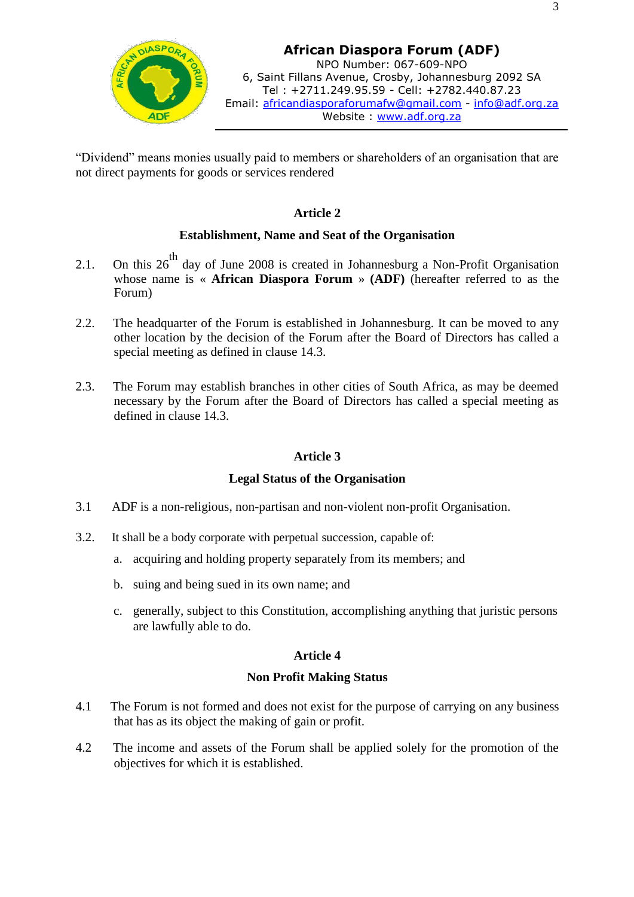“Dividend” means monies usually paid to members or shareholders of an organisation that are not direct payments for goods or services rendered

## Article 2

### Establishment, Name and Seat of the Organisation

2.1. On this 26th day of June 2008 is created in Johannesburg a Non-Profit Organisation whose name is « **African Diaspora Forum** » **(ADF)** (hereafter referred to as the Forum)

2.2. The headquarter of the Forum is established in Johannesburg. It can be moved to any other location by the decision of the Forum after the Board of Directors has called a special meeting as defined in clause 14.3.

2.3. The Forum may establish branches in other cities of South Africa, as may be deemed necessary by the Forum after the Board of Directors has called a special meeting as defined in clause 14.3.

## Article 3

### Legal Status of the Organisation

3.1 ADF is a non-religious, non-partisan and non-violent non-profit Organisation.

3.2. It shall be a body corporate with perpetual succession, capable of:

a. acquiring and holding property separately from its members; and

b. suing and being sued in its own name; and

c. generally, subject to this Constitution, accomplishing anything that juristic persons are lawfully able to do.

## Article 4

### Non Profit Making Status

4.1 The Forum is not formed and does not exist for the purpose of carrying on any business that has as its object the making of gain or profit.

4.2 The income and assets of the Forum shall be applied solely for the promotion of the objectives for which it is established.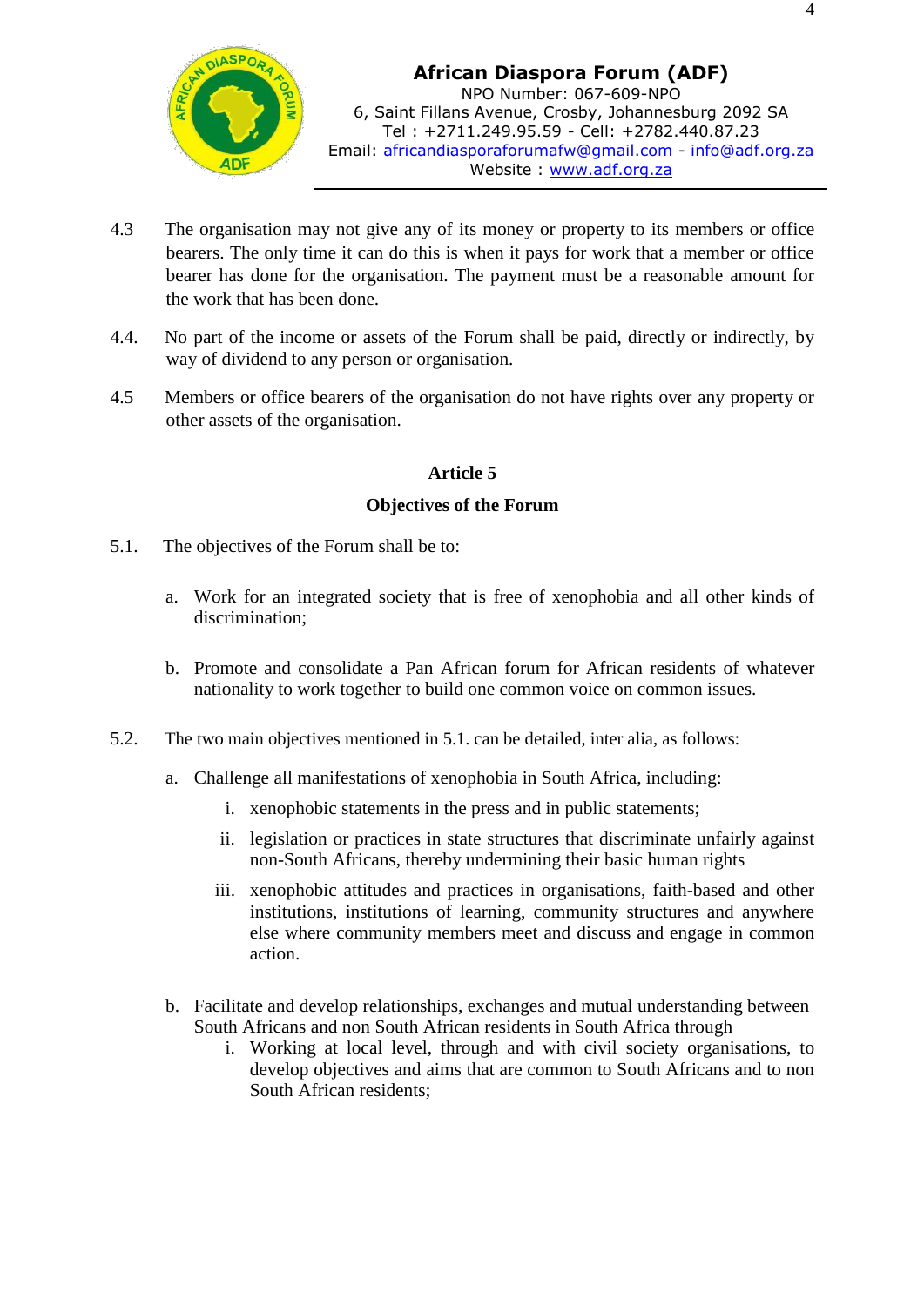4.3 The organisation may not give any of its money or property to its members or office bearers. The only time it can do this is when it pays for work that a member or office bearer has done for the organisation. The payment must be a reasonable amount for the work that has been done.

4.4. No part of the income or assets of the Forum shall be paid, directly or indirectly, by way of dividend to any person or organisation.

4.5 Members or office bearers of the organisation do not have rights over any property or other assets of the organisation.

## Article 5

## Objectives of the Forum

5.1. The objectives of the Forum shall be to:

a. Work for an integrated society that is free of xenophobia and all other kinds of discrimination;

b. Promote and consolidate a Pan African forum for African residents of whatever nationality to work together to build one common voice on common issues.

5.2. The two main objectives mentioned in 5.1. can be detailed, inter alia, as follows:

a. Challenge all manifestations of xenophobia in South Africa, including:

   i. xenophobic statements in the press and in public statements;

   ii. legislation or practices in state structures that discriminate unfairly against non-South Africans, thereby undermining their basic human rights

   iii. xenophobic attitudes and practices in organisations, faith-based and other institutions, institutions of learning, community structures and anywhere else where community members meet and discuss and engage in common action.

b. Facilitate and develop relationships, exchanges and mutual understanding between South Africans and non South African residents in South Africa through

   i. Working at local level, through and with civil society organisations, to develop objectives and aims that are common to South Africans and to non South African residents;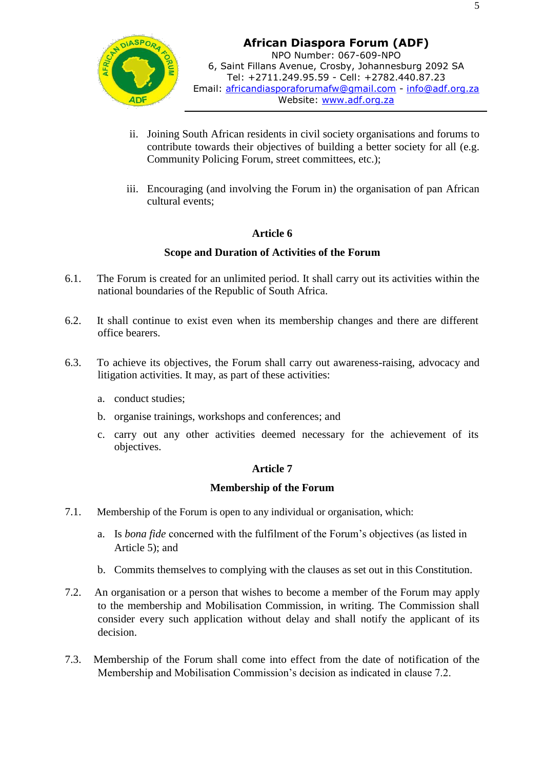ii. Joining South African residents in civil society organisations and forums to contribute towards their objectives of building a better society for all (e.g. Community Policing Forum, street committees, etc.);

iii. Encouraging (and involving the Forum in) the organisation of pan African cultural events;

## Article 6

### Scope and Duration of Activities of the Forum

6.1. The Forum is created for an unlimited period. It shall carry out its activities within the national boundaries of the Republic of South Africa.

6.2. It shall continue to exist even when its membership changes and there are different office bearers.

6.3. To achieve its objectives, the Forum shall carry out awareness-raising, advocacy and litigation activities. It may, as part of these activities:

a. conduct studies;

b. organise trainings, workshops and conferences; and

c. carry out any other activities deemed necessary for the achievement of its objectives.

## Article 7

### Membership of the Forum

7.1. Membership of the Forum is open to any individual or organisation, which:

a. Is *bona fide* concerned with the fulfilment of the Forum's objectives (as listed in Article 5); and

b. Commits themselves to complying with the clauses as set out in this Constitution.

7.2. An organisation or a person that wishes to become a member of the Forum may apply to the membership and Mobilisation Commission, in writing. The Commission shall consider every such application without delay and shall notify the applicant of its decision.

7.3. Membership of the Forum shall come into effect from the date of notification of the Membership and Mobilisation Commission's decision as indicated in clause 7.2.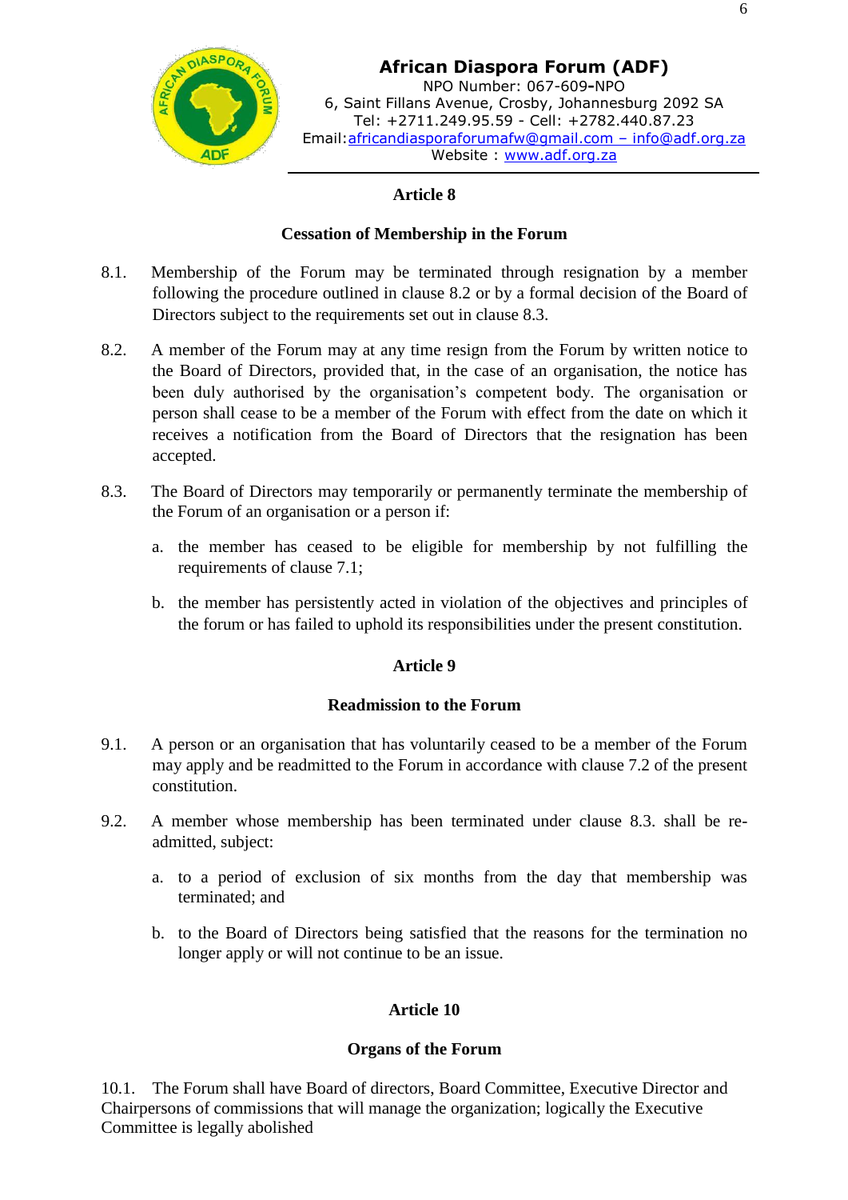## Article 8

### Cessation of Membership in the Forum

8.1. Membership of the Forum may be terminated through resignation by a member following the procedure outlined in clause 8.2 or by a formal decision of the Board of Directors subject to the requirements set out in clause 8.3.

8.2. A member of the Forum may at any time resign from the Forum by written notice to the Board of Directors, provided that, in the case of an organisation, the notice has been duly authorised by the organisation's competent body. The organisation or person shall cease to be a member of the Forum with effect from the date on which it receives a notification from the Board of Directors that the resignation has been accepted.

8.3. The Board of Directors may temporarily or permanently terminate the membership of the Forum of an organisation or a person if:

a. the member has ceased to be eligible for membership by not fulfilling the requirements of clause 7.1;

b. the member has persistently acted in violation of the objectives and principles of the forum or has failed to uphold its responsibilities under the present constitution.

## Article 9

### Readmission to the Forum

9.1. A person or an organisation that has voluntarily ceased to be a member of the Forum may apply and be readmitted to the Forum in accordance with clause 7.2 of the present constitution.

9.2. A member whose membership has been terminated under clause 8.3. shall be re-admitted, subject:

a. to a period of exclusion of six months from the day that membership was terminated; and

b. to the Board of Directors being satisfied that the reasons for the termination no longer apply or will not continue to be an issue.

## Article 10

### Organs of the Forum

10.1. The Forum shall have Board of directors, Board Committee, Executive Director and Chairpersons of commissions that will manage the organization; logically the Executive Committee is legally abolished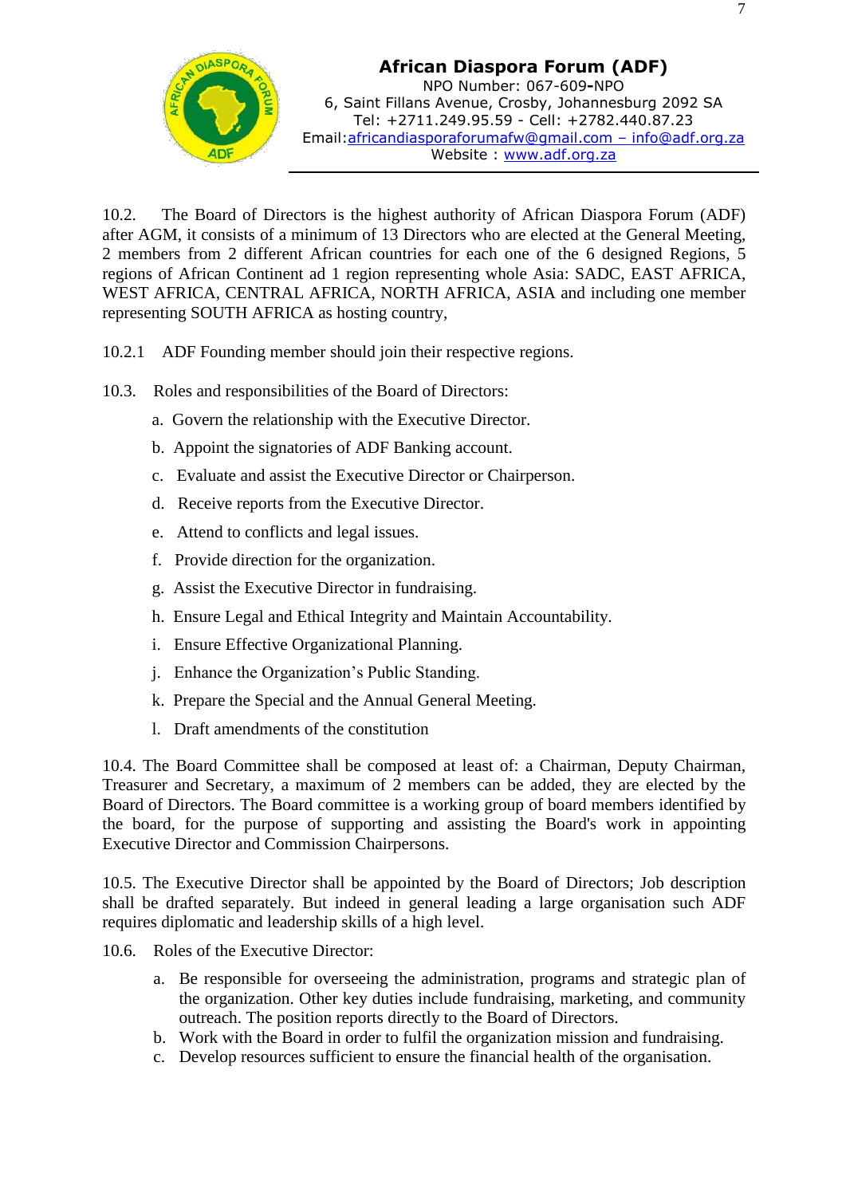10.2. The Board of Directors is the highest authority of African Diaspora Forum (ADF) after AGM, it consists of a minimum of 13 Directors who are elected at the General Meeting, 2 members from 2 different African countries for each one of the 6 designed Regions, 5 regions of African Continent ad 1 region representing whole Asia: SADC, EAST AFRICA, WEST AFRICA, CENTRAL AFRICA, NORTH AFRICA, ASIA and including one member representing SOUTH AFRICA as hosting country,

10.2.1 ADF Founding member should join their respective regions.

10.3. Roles and responsibilities of the Board of Directors:

a. Govern the relationship with the Executive Director.
b. Appoint the signatories of ADF Banking account.
c. Evaluate and assist the Executive Director or Chairperson.
d. Receive reports from the Executive Director.
e. Attend to conflicts and legal issues.
f. Provide direction for the organization.
g. Assist the Executive Director in fundraising.
h. Ensure Legal and Ethical Integrity and Maintain Accountability.
i. Ensure Effective Organizational Planning.
j. Enhance the Organization's Public Standing.
k. Prepare the Special and the Annual General Meeting.
l. Draft amendments of the constitution

10.4. The Board Committee shall be composed at least of: a Chairman, Deputy Chairman, Treasurer and Secretary, a maximum of 2 members can be added, they are elected by the Board of Directors. The Board committee is a working group of board members identified by the board, for the purpose of supporting and assisting the Board's work in appointing Executive Director and Commission Chairpersons.

10.5. The Executive Director shall be appointed by the Board of Directors; Job description shall be drafted separately. But indeed in general leading a large organisation such ADF requires diplomatic and leadership skills of a high level.

10.6. Roles of the Executive Director:

a. Be responsible for overseeing the administration, programs and strategic plan of the organization. Other key duties include fundraising, marketing, and community outreach. The position reports directly to the Board of Directors.
b. Work with the Board in order to fulfil the organization mission and fundraising.
c. Develop resources sufficient to ensure the financial health of the organisation.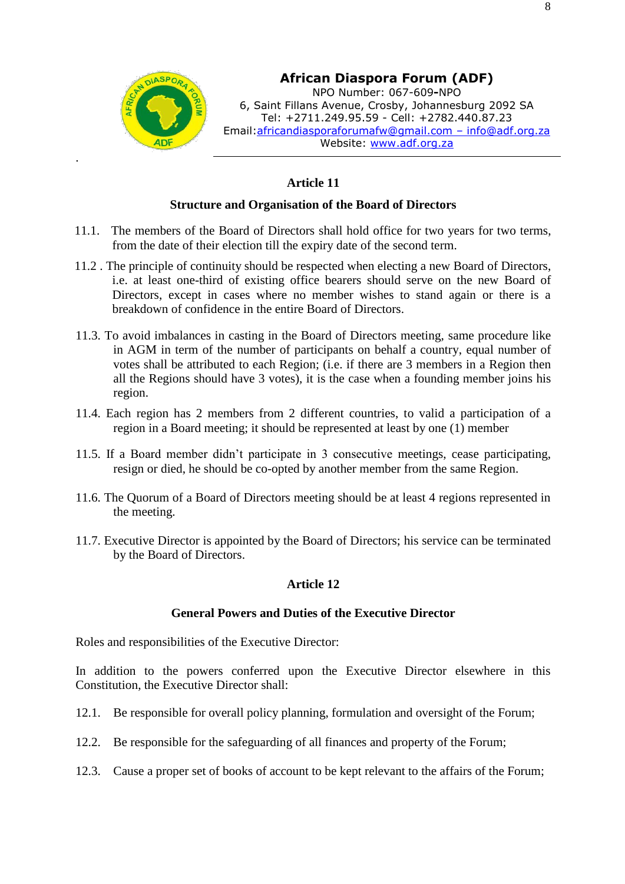**African Diaspora Forum (ADF)**
NPO Number: 067-609-NPO
6, Saint Fillans Avenue, Crosby, Johannesburg 2092 SA
Tel: +2711.249.95.59 - Cell: +2782.440.87.23
Email:africandiasporaforumafw@gmail.com – info@adf.org.za
Website: www.adf.org.za

.

## Article 11

### Structure and Organisation of the Board of Directors

11.1. The members of the Board of Directors shall hold office for two years for two terms, from the date of their election till the expiry date of the second term.

11.2 . The principle of continuity should be respected when electing a new Board of Directors, i.e. at least one-third of existing office bearers should serve on the new Board of Directors, except in cases where no member wishes to stand again or there is a breakdown of confidence in the entire Board of Directors.

11.3. To avoid imbalances in casting in the Board of Directors meeting, same procedure like in AGM in term of the number of participants on behalf a country, equal number of votes shall be attributed to each Region; (i.e. if there are 3 members in a Region then all the Regions should have 3 votes), it is the case when a founding member joins his region.

11.4. Each region has 2 members from 2 different countries, to valid a participation of a region in a Board meeting; it should be represented at least by one (1) member

11.5. If a Board member didn't participate in 3 consecutive meetings, cease participating, resign or died, he should be co-opted by another member from the same Region.

11.6. The Quorum of a Board of Directors meeting should be at least 4 regions represented in the meeting.

11.7. Executive Director is appointed by the Board of Directors; his service can be terminated by the Board of Directors.

## Article 12

### General Powers and Duties of the Executive Director

Roles and responsibilities of the Executive Director:

In addition to the powers conferred upon the Executive Director elsewhere in this Constitution, the Executive Director shall:

12.1. Be responsible for overall policy planning, formulation and oversight of the Forum;

12.2. Be responsible for the safeguarding of all finances and property of the Forum;

12.3. Cause a proper set of books of account to be kept relevant to the affairs of the Forum;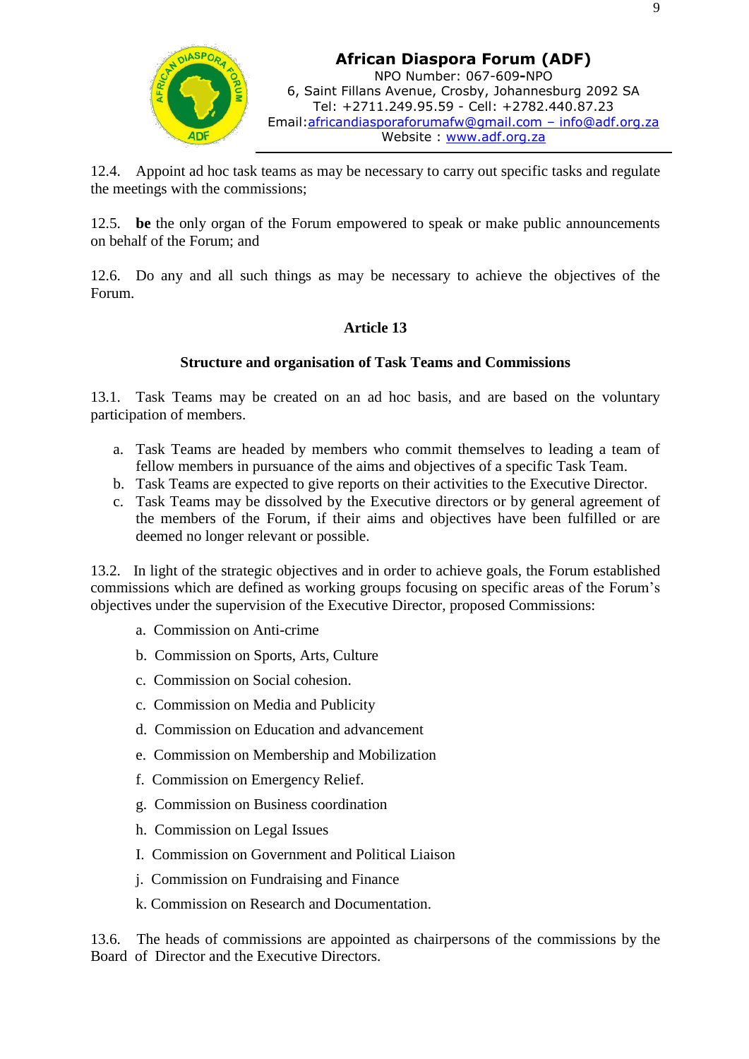12.4. Appoint ad hoc task teams as may be necessary to carry out specific tasks and regulate the meetings with the commissions;

12.5. **be** the only organ of the Forum empowered to speak or make public announcements on behalf of the Forum; and

12.6. Do any and all such things as may be necessary to achieve the objectives of the Forum.

## Article 13

### Structure and organisation of Task Teams and Commissions

13.1. Task Teams may be created on an ad hoc basis, and are based on the voluntary participation of members.

a. Task Teams are headed by members who commit themselves to leading a team of fellow members in pursuance of the aims and objectives of a specific Task Team.
b. Task Teams are expected to give reports on their activities to the Executive Director.
c. Task Teams may be dissolved by the Executive directors or by general agreement of the members of the Forum, if their aims and objectives have been fulfilled or are deemed no longer relevant or possible.

13.2. In light of the strategic objectives and in order to achieve goals, the Forum established commissions which are defined as working groups focusing on specific areas of the Forum's objectives under the supervision of the Executive Director, proposed Commissions:

a. Commission on Anti-crime
b. Commission on Sports, Arts, Culture
c. Commission on Social cohesion.
c. Commission on Media and Publicity
d. Commission on Education and advancement
e. Commission on Membership and Mobilization
f. Commission on Emergency Relief.
g. Commission on Business coordination
h. Commission on Legal Issues
I. Commission on Government and Political Liaison
j. Commission on Fundraising and Finance
k. Commission on Research and Documentation.

13.6. The heads of commissions are appointed as chairpersons of the commissions by the Board of Director and the Executive Directors.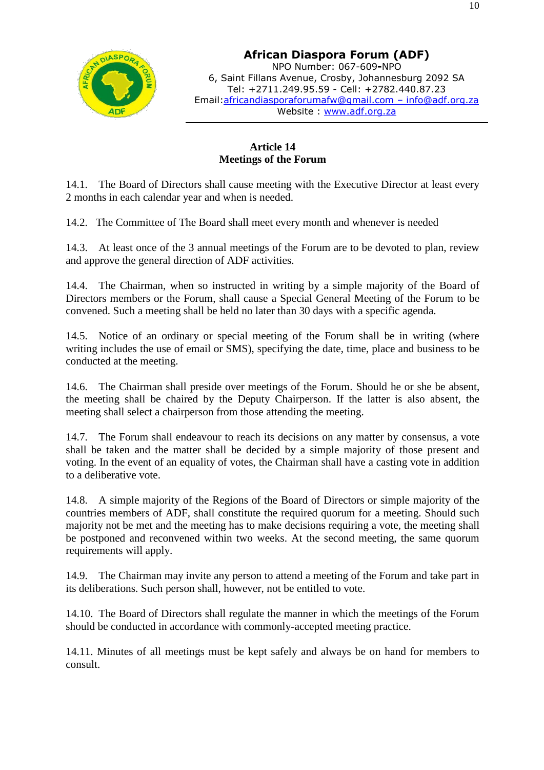**African Diaspora Forum (ADF)**
NPO Number: 067-609-NPO
6, Saint Fillans Avenue, Crosby, Johannesburg 2092 SA
Tel: +2711.249.95.59 - Cell: +2782.440.87.23
Email:africandiasporaforumafw@gmail.com – info@adf.org.za
Website : www.adf.org.za

---

## Article 14
## Meetings of the Forum

14.1. The Board of Directors shall cause meeting with the Executive Director at least every 2 months in each calendar year and when is needed.

14.2. The Committee of The Board shall meet every month and whenever is needed

14.3. At least once of the 3 annual meetings of the Forum are to be devoted to plan, review and approve the general direction of ADF activities.

14.4. The Chairman, when so instructed in writing by a simple majority of the Board of Directors members or the Forum, shall cause a Special General Meeting of the Forum to be convened. Such a meeting shall be held no later than 30 days with a specific agenda.

14.5. Notice of an ordinary or special meeting of the Forum shall be in writing (where writing includes the use of email or SMS), specifying the date, time, place and business to be conducted at the meeting.

14.6. The Chairman shall preside over meetings of the Forum. Should he or she be absent, the meeting shall be chaired by the Deputy Chairperson. If the latter is also absent, the meeting shall select a chairperson from those attending the meeting.

14.7. The Forum shall endeavour to reach its decisions on any matter by consensus, a vote shall be taken and the matter shall be decided by a simple majority of those present and voting. In the event of an equality of votes, the Chairman shall have a casting vote in addition to a deliberative vote.

14.8. A simple majority of the Regions of the Board of Directors or simple majority of the countries members of ADF, shall constitute the required quorum for a meeting. Should such majority not be met and the meeting has to make decisions requiring a vote, the meeting shall be postponed and reconvened within two weeks. At the second meeting, the same quorum requirements will apply.

14.9. The Chairman may invite any person to attend a meeting of the Forum and take part in its deliberations. Such person shall, however, not be entitled to vote.

14.10. The Board of Directors shall regulate the manner in which the meetings of the Forum should be conducted in accordance with commonly-accepted meeting practice.

14.11. Minutes of all meetings must be kept safely and always be on hand for members to consult.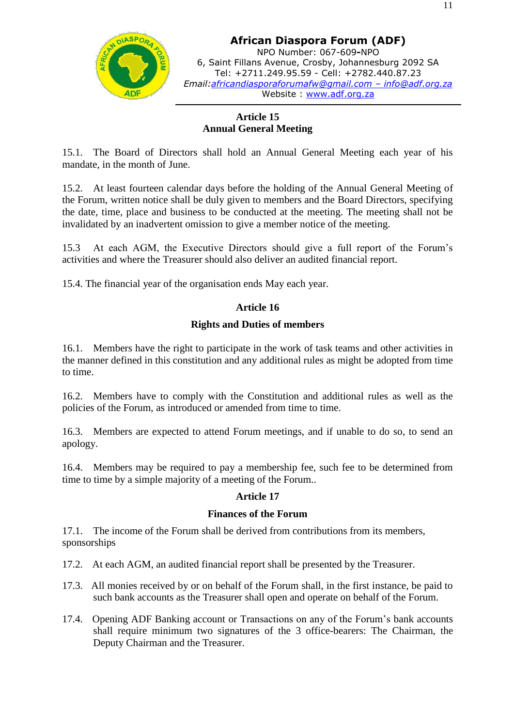**African Diaspora Forum (ADF)**
NPO Number: 067-609-NPO
6, Saint Fillans Avenue, Crosby, Johannesburg 2092 SA
Tel: +2711.249.95.59 - Cell: +2782.440.87.23
*Email:africandiasporaforumafw@gmail.com – info@adf.org.za*
Website : www.adf.org.za

## Article 15
## Annual General Meeting

15.1. The Board of Directors shall hold an Annual General Meeting each year of his mandate, in the month of June.

15.2. At least fourteen calendar days before the holding of the Annual General Meeting of the Forum, written notice shall be duly given to members and the Board Directors, specifying the date, time, place and business to be conducted at the meeting. The meeting shall not be invalidated by an inadvertent omission to give a member notice of the meeting.

15.3 At each AGM, the Executive Directors should give a full report of the Forum's activities and where the Treasurer should also deliver an audited financial report.

15.4. The financial year of the organisation ends May each year.

## Article 16
## Rights and Duties of members

16.1. Members have the right to participate in the work of task teams and other activities in the manner defined in this constitution and any additional rules as might be adopted from time to time.

16.2. Members have to comply with the Constitution and additional rules as well as the policies of the Forum, as introduced or amended from time to time.

16.3. Members are expected to attend Forum meetings, and if unable to do so, to send an apology.

16.4. Members may be required to pay a membership fee, such fee to be determined from time to time by a simple majority of a meeting of the Forum..

## Article 17
## Finances of the Forum

17.1. The income of the Forum shall be derived from contributions from its members, sponsorships

17.2. At each AGM, an audited financial report shall be presented by the Treasurer.

17.3. All monies received by or on behalf of the Forum shall, in the first instance, be paid to such bank accounts as the Treasurer shall open and operate on behalf of the Forum.

17.4. Opening ADF Banking account or Transactions on any of the Forum's bank accounts shall require minimum two signatures of the 3 office-bearers: The Chairman, the Deputy Chairman and the Treasurer.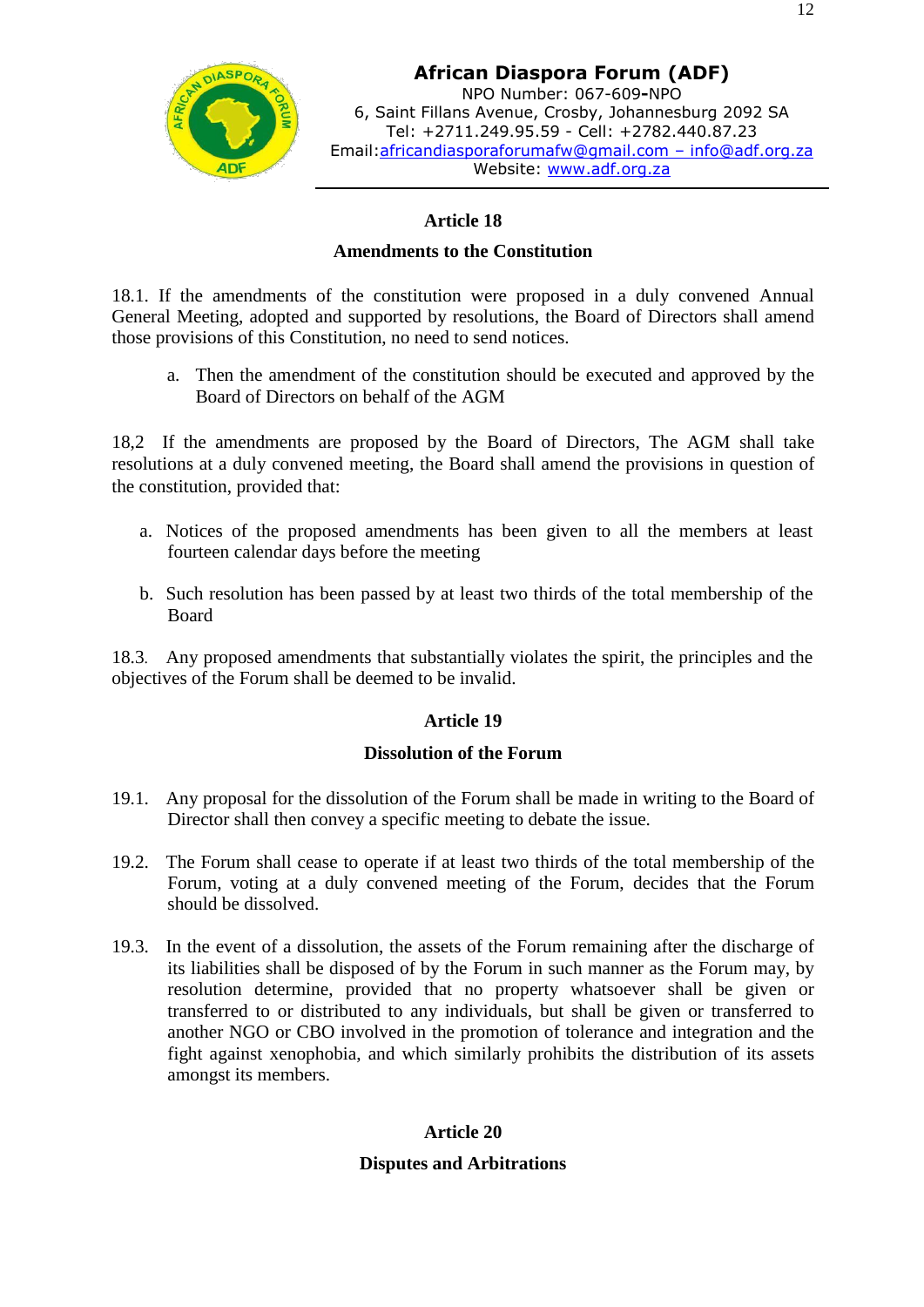## Article 18

### Amendments to the Constitution

18.1. If the amendments of the constitution were proposed in a duly convened Annual General Meeting, adopted and supported by resolutions, the Board of Directors shall amend those provisions of this Constitution, no need to send notices.

a. Then the amendment of the constitution should be executed and approved by the Board of Directors on behalf of the AGM

18,2 If the amendments are proposed by the Board of Directors, The AGM shall take resolutions at a duly convened meeting, the Board shall amend the provisions in question of the constitution, provided that:

a. Notices of the proposed amendments has been given to all the members at least fourteen calendar days before the meeting

b. Such resolution has been passed by at least two thirds of the total membership of the Board

18.3. Any proposed amendments that substantially violates the spirit, the principles and the objectives of the Forum shall be deemed to be invalid.

## Article 19

### Dissolution of the Forum

19.1. Any proposal for the dissolution of the Forum shall be made in writing to the Board of Director shall then convey a specific meeting to debate the issue.

19.2. The Forum shall cease to operate if at least two thirds of the total membership of the Forum, voting at a duly convened meeting of the Forum, decides that the Forum should be dissolved.

19.3. In the event of a dissolution, the assets of the Forum remaining after the discharge of its liabilities shall be disposed of by the Forum in such manner as the Forum may, by resolution determine, provided that no property whatsoever shall be given or transferred to or distributed to any individuals, but shall be given or transferred to another NGO or CBO involved in the promotion of tolerance and integration and the fight against xenophobia, and which similarly prohibits the distribution of its assets amongst its members.

## Article 20

### Disputes and Arbitrations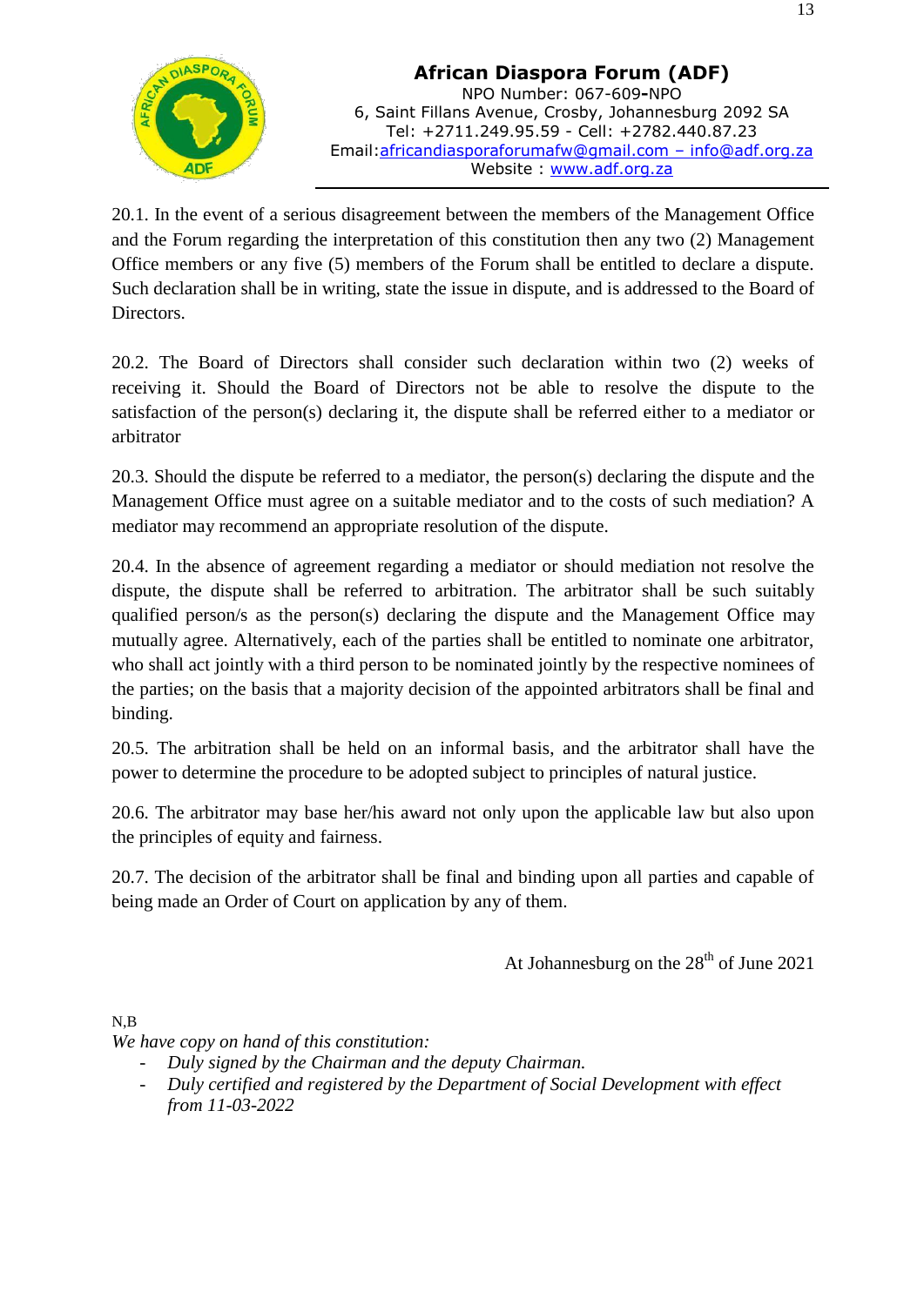**African Diaspora Forum (ADF)**
NPO Number: 067-609-NPO
6, Saint Fillans Avenue, Crosby, Johannesburg 2092 SA
Tel: +2711.249.95.59 - Cell: +2782.440.87.23
Email:africandiasporaforumafw@gmail.com – info@adf.org.za
Website : www.adf.org.za

20.1. In the event of a serious disagreement between the members of the Management Office and the Forum regarding the interpretation of this constitution then any two (2) Management Office members or any five (5) members of the Forum shall be entitled to declare a dispute. Such declaration shall be in writing, state the issue in dispute, and is addressed to the Board of Directors.

20.2. The Board of Directors shall consider such declaration within two (2) weeks of receiving it. Should the Board of Directors not be able to resolve the dispute to the satisfaction of the person(s) declaring it, the dispute shall be referred either to a mediator or arbitrator

20.3. Should the dispute be referred to a mediator, the person(s) declaring the dispute and the Management Office must agree on a suitable mediator and to the costs of such mediation? A mediator may recommend an appropriate resolution of the dispute.

20.4. In the absence of agreement regarding a mediator or should mediation not resolve the dispute, the dispute shall be referred to arbitration. The arbitrator shall be such suitably qualified person/s as the person(s) declaring the dispute and the Management Office may mutually agree. Alternatively, each of the parties shall be entitled to nominate one arbitrator, who shall act jointly with a third person to be nominated jointly by the respective nominees of the parties; on the basis that a majority decision of the appointed arbitrators shall be final and binding.

20.5. The arbitration shall be held on an informal basis, and the arbitrator shall have the power to determine the procedure to be adopted subject to principles of natural justice.

20.6. The arbitrator may base her/his award not only upon the applicable law but also upon the principles of equity and fairness.

20.7. The decision of the arbitrator shall be final and binding upon all parties and capable of being made an Order of Court on application by any of them.

At Johannesburg on the 28th of June 2021

N,B

*We have copy on hand of this constitution:*

- *Duly signed by the Chairman and the deputy Chairman.*
- *Duly certified and registered by the Department of Social Development with effect from 11-03-2022*